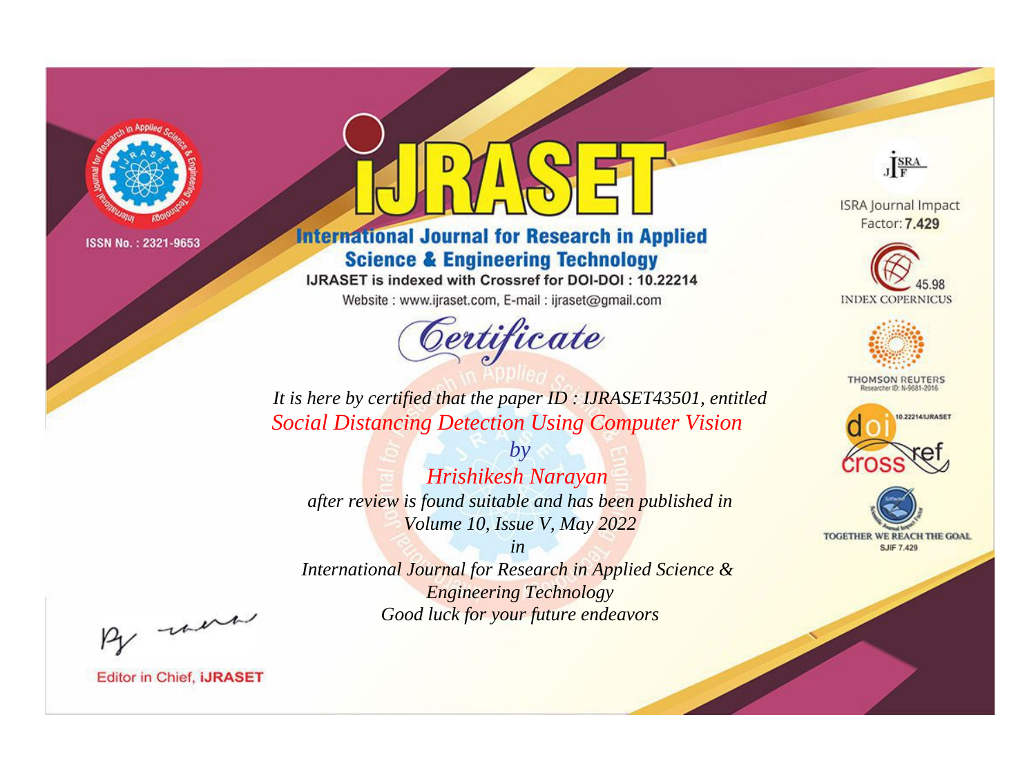ISSN No. : 2321-9653

# IJRASET

## International Journal for Research in Applied Science & Engineering Technology

IJRASET is indexed with Crossref for DOI-DOI : 10.22214

Website : www.ijraset.com, E-mail : ijraset@gmail.com

ISRA Journal Impact Factor: **7.429**

45.98 INDEX COPERNICUS

THOMSON REUTERS Researcher ID: N-9681-2016

10.22214/IJRASET

TOGETHER WE REACH THE GOAL SJIF 7.429

# *Certificate*

*It is here by certified that the paper ID : IJRASET43501, entitled*

*Social Distancing Detection Using Computer Vision*

*by*

*Hrishikesh Narayan*

*after review is found suitable and has been published in*

*Volume 10, Issue V, May 2022*

*in*

*International Journal for Research in Applied Science & Engineering Technology*

*Good luck for your future endeavors*

Editor in Chief, **iJRASET**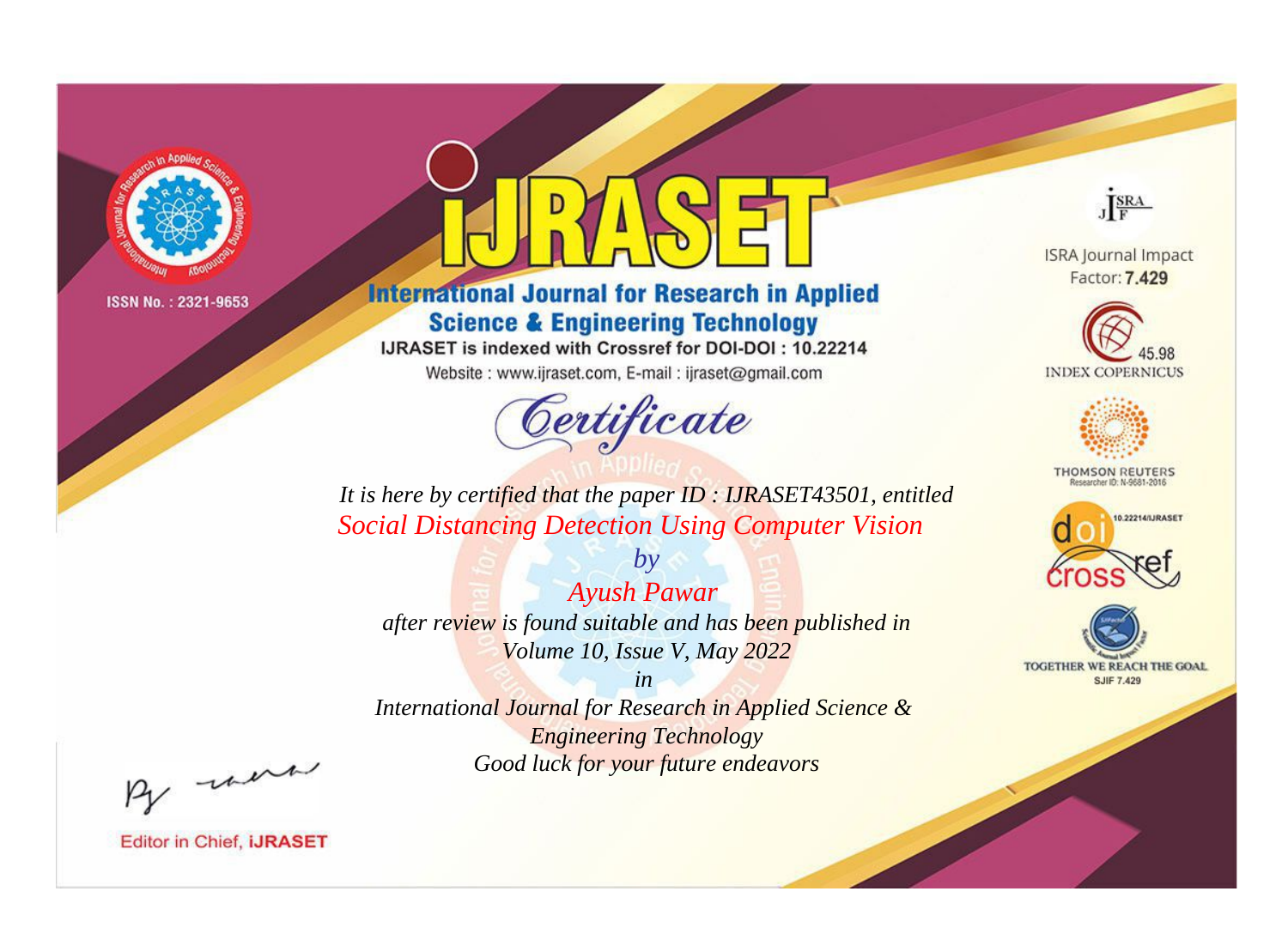ISSN No. : 2321-9653

# iJRASET

## International Journal for Research in Applied Science & Engineering Technology

IJRASET is indexed with Crossref for DOI-DOI : 10.22214

Website : www.ijraset.com, E-mail : ijraset@gmail.com

*Certificate*

*It is here by certified that the paper ID : IJRASET43501, entitled*

*Social Distancing Detection Using Computer Vision*

*by*

*Ayush Pawar*

*after review is found suitable and has been published in*

*Volume 10, Issue V, May 2022*

*in*

*International Journal for Research in Applied Science & Engineering Technology*

*Good luck for your future endeavors*

ISRA Journal Impact Factor: **7.429**

45.98 INDEX COPERNICUS

THOMSON REUTERS Researcher ID: N-9681-2016

10.22214/IJRASET

TOGETHER WE REACH THE GOAL SJIF 7.429

Editor in Chief, **iJRASET**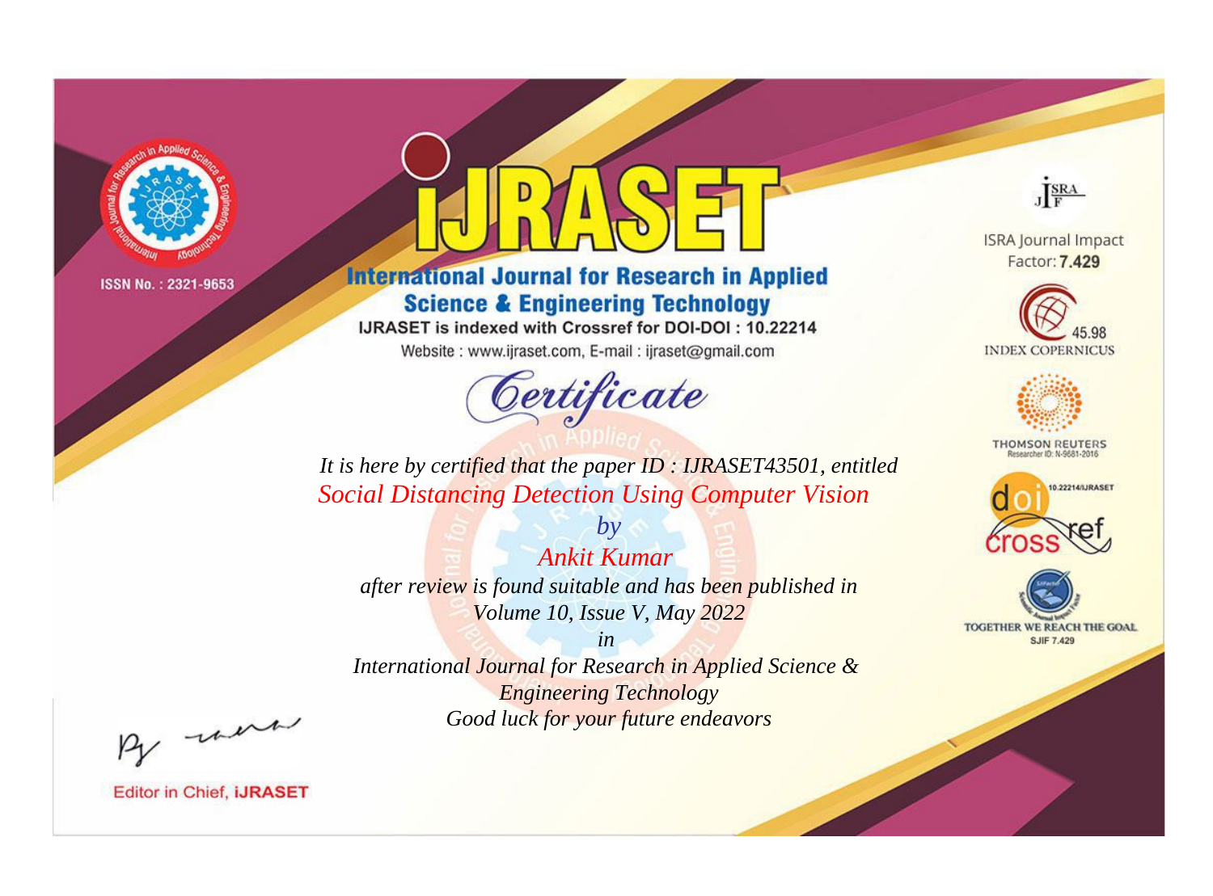ISSN No. : 2321-9653

# iJRASET

## International Journal for Research in Applied Science & Engineering Technology

IJRASET is indexed with Crossref for DOI-DOI : 10.22214

Website : www.ijraset.com, E-mail : ijraset@gmail.com

*Certificate*

*It is here by certified that the paper ID : IJRASET43501, entitled*

*Social Distancing Detection Using Computer Vision*

*by*

*Ankit Kumar*

*after review is found suitable and has been published in*

*Volume 10, Issue V, May 2022*

*in*

*International Journal for Research in Applied Science & Engineering Technology*

*Good luck for your future endeavors*

ISRA Journal Impact Factor: **7.429**

45.98 INDEX COPERNICUS

THOMSON REUTERS Researcher ID: N-9681-2016

10.22214/IJRASET

TOGETHER WE REACH THE GOAL SJIF 7.429

Editor in Chief, **iJRASET**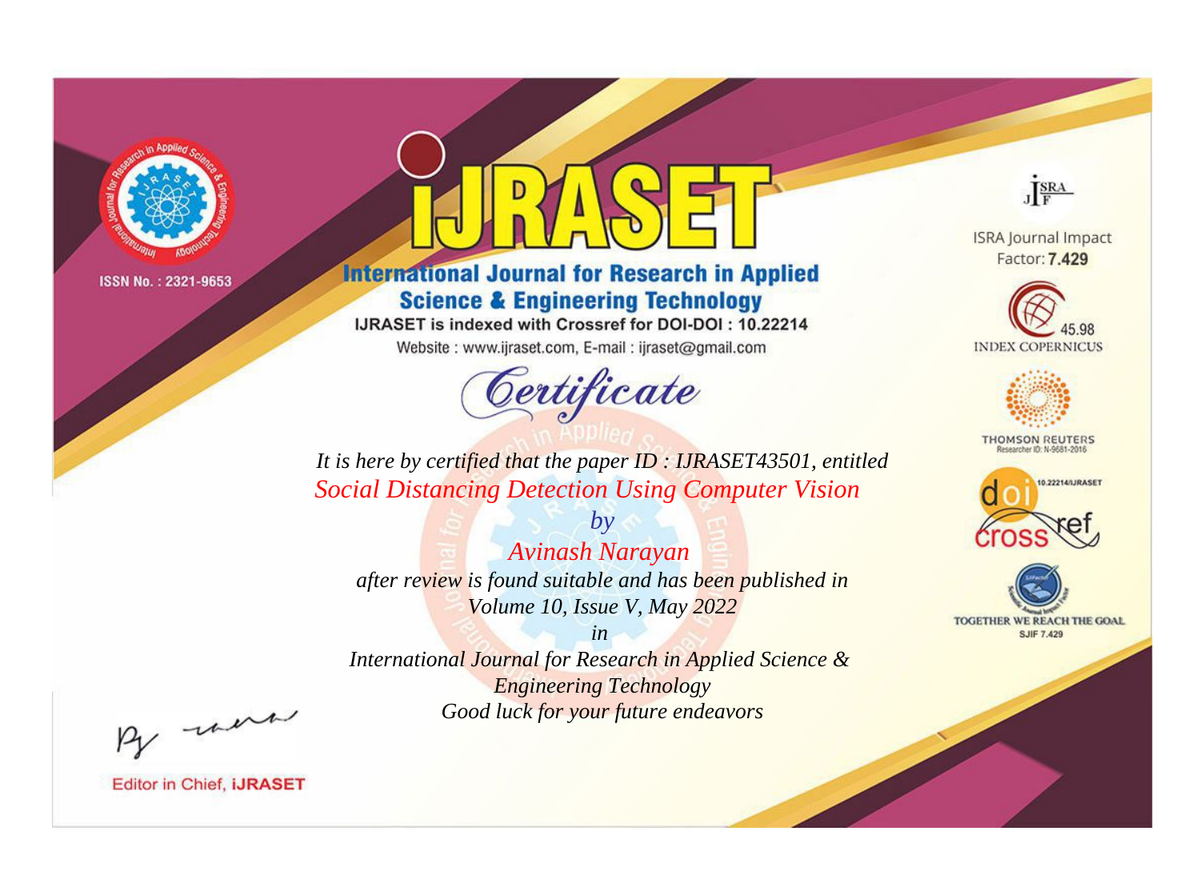ISSN No. : 2321-9653

# IJRASET

## International Journal for Research in Applied Science & Engineering Technology

IJRASET is indexed with Crossref for DOI-DOI : 10.22214

Website : www.ijraset.com, E-mail : ijraset@gmail.com

*Certificate*

*It is here by certified that the paper ID : IJRASET43501, entitled*

*Social Distancing Detection Using Computer Vision*

*by*

*Avinash Narayan*

*after review is found suitable and has been published in*

*Volume 10, Issue V, May 2022*

*in*

*International Journal for Research in Applied Science & Engineering Technology*

*Good luck for your future endeavors*

ISRA Journal Impact Factor: **7.429**

45.98 INDEX COPERNICUS

THOMSON REUTERS Researcher ID: N-9681-2016

10.22214/IJRASET

TOGETHER WE REACH THE GOAL SJIF 7.429

Editor in Chief, **iJRASET**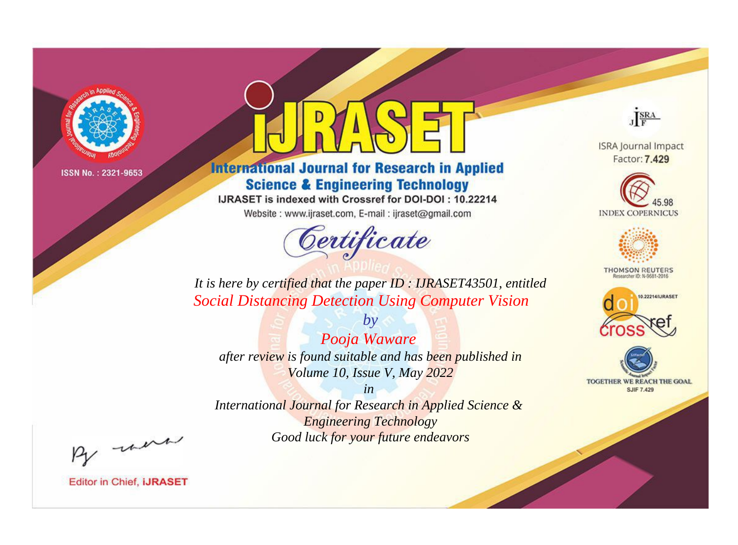ISSN No. : 2321-9653

# iJRASET

## International Journal for Research in Applied Science & Engineering Technology

IJRASET is indexed with Crossref for DOI-DOI : 10.22214

Website : www.ijraset.com, E-mail : ijraset@gmail.com

## Certificate

*It is here by certified that the paper ID : IJRASET43501, entitled*

*Social Distancing Detection Using Computer Vision*

*by*

*Pooja Waware*

*after review is found suitable and has been published in*

*Volume 10, Issue V, May 2022*

*in*

*International Journal for Research in Applied Science & Engineering Technology*

*Good luck for your future endeavors*

ISRA Journal Impact Factor: **7.429**

45.98 INDEX COPERNICUS

THOMSON REUTERS

Researcher ID: N-9681-2016

10.22214/IJRASET

TOGETHER WE REACH THE GOAL

SJIF 7.429

Editor in Chief, **iJRASET**